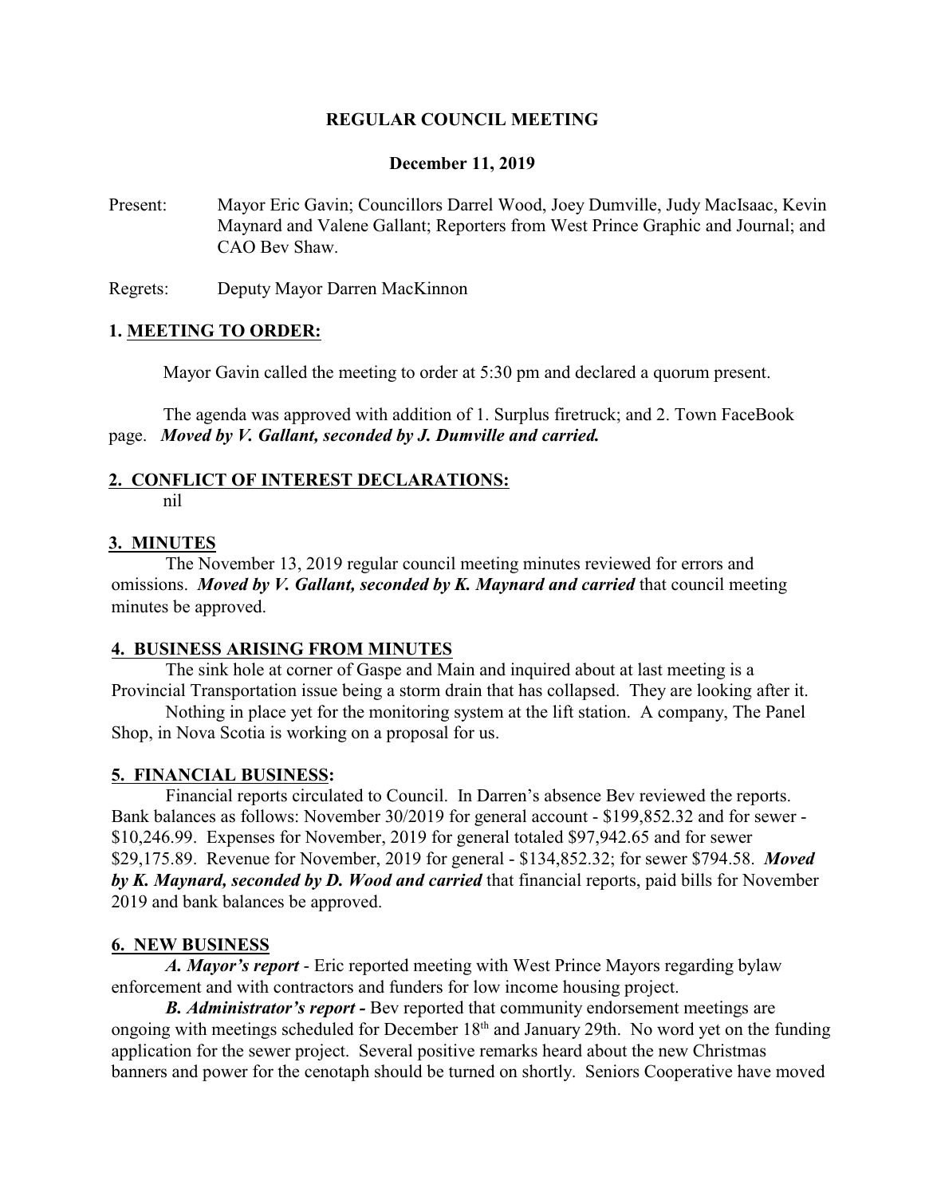**REGULAR COUNCIL MEETING**

**December 11, 2019**

Present: Mayor Eric Gavin; Councillors Darrel Wood, Joey Dumville, Judy MacIsaac, Kevin Maynard and Valene Gallant; Reporters from West Prince Graphic and Journal; and CAO Bev Shaw.

Regrets: Deputy Mayor Darren MacKinnon

## 1. MEETING TO ORDER:

Mayor Gavin called the meeting to order at 5:30 pm and declared a quorum present.

The agenda was approved with addition of 1. Surplus firetruck; and 2. Town FaceBook page. ***Moved by V. Gallant, seconded by J. Dumville and carried.***

## 2. CONFLICT OF INTEREST DECLARATIONS:

nil

## 3. MINUTES

The November 13, 2019 regular council meeting minutes reviewed for errors and omissions. ***Moved by V. Gallant, seconded by K. Maynard and carried*** that council meeting minutes be approved.

## 4. BUSINESS ARISING FROM MINUTES

The sink hole at corner of Gaspe and Main and inquired about at last meeting is a Provincial Transportation issue being a storm drain that has collapsed. They are looking after it.

Nothing in place yet for the monitoring system at the lift station. A company, The Panel Shop, in Nova Scotia is working on a proposal for us.

## 5. FINANCIAL BUSINESS:

Financial reports circulated to Council. In Darren's absence Bev reviewed the reports. Bank balances as follows: November 30/2019 for general account - $199,852.32 and for sewer - $10,246.99. Expenses for November, 2019 for general totaled $97,942.65 and for sewer $29,175.89. Revenue for November, 2019 for general - $134,852.32; for sewer $794.58. ***Moved by K. Maynard, seconded by D. Wood and carried*** that financial reports, paid bills for November 2019 and bank balances be approved.

## 6. NEW BUSINESS

***A. Mayor's report*** - Eric reported meeting with West Prince Mayors regarding bylaw enforcement and with contractors and funders for low income housing project.

***B. Administrator's report -*** Bev reported that community endorsement meetings are ongoing with meetings scheduled for December 18th and January 29th. No word yet on the funding application for the sewer project. Several positive remarks heard about the new Christmas banners and power for the cenotaph should be turned on shortly. Seniors Cooperative have moved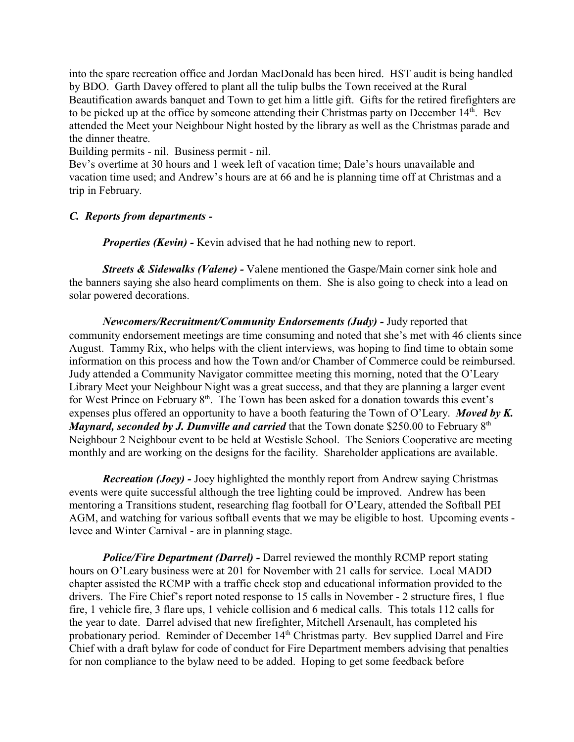into the spare recreation office and Jordan MacDonald has been hired. HST audit is being handled by BDO. Garth Davey offered to plant all the tulip bulbs the Town received at the Rural Beautification awards banquet and Town to get him a little gift. Gifts for the retired firefighters are to be picked up at the office by someone attending their Christmas party on December 14th. Bev attended the Meet your Neighbour Night hosted by the library as well as the Christmas parade and the dinner theatre.

Building permits - nil. Business permit - nil.

Bev's overtime at 30 hours and 1 week left of vacation time; Dale's hours unavailable and vacation time used; and Andrew's hours are at 66 and he is planning time off at Christmas and a trip in February.

***C. Reports from departments -***

***Properties (Kevin) -*** Kevin advised that he had nothing new to report.

***Streets & Sidewalks (Valene) -*** Valene mentioned the Gaspe/Main corner sink hole and the banners saying she also heard compliments on them. She is also going to check into a lead on solar powered decorations.

***Newcomers/Recruitment/Community Endorsements (Judy) -*** Judy reported that community endorsement meetings are time consuming and noted that she's met with 46 clients since August. Tammy Rix, who helps with the client interviews, was hoping to find time to obtain some information on this process and how the Town and/or Chamber of Commerce could be reimbursed. Judy attended a Community Navigator committee meeting this morning, noted that the O'Leary Library Meet your Neighbour Night was a great success, and that they are planning a larger event for West Prince on February 8th. The Town has been asked for a donation towards this event's expenses plus offered an opportunity to have a booth featuring the Town of O'Leary. ***Moved by K. Maynard, seconded by J. Dumville and carried*** that the Town donate $250.00 to February 8th Neighbour 2 Neighbour event to be held at Westisle School. The Seniors Cooperative are meeting monthly and are working on the designs for the facility. Shareholder applications are available.

***Recreation (Joey) -*** Joey highlighted the monthly report from Andrew saying Christmas events were quite successful although the tree lighting could be improved. Andrew has been mentoring a Transitions student, researching flag football for O'Leary, attended the Softball PEI AGM, and watching for various softball events that we may be eligible to host. Upcoming events - levee and Winter Carnival - are in planning stage.

***Police/Fire Department (Darrel) -*** Darrel reviewed the monthly RCMP report stating hours on O'Leary business were at 201 for November with 21 calls for service. Local MADD chapter assisted the RCMP with a traffic check stop and educational information provided to the drivers. The Fire Chief's report noted response to 15 calls in November - 2 structure fires, 1 flue fire, 1 vehicle fire, 3 flare ups, 1 vehicle collision and 6 medical calls. This totals 112 calls for the year to date. Darrel advised that new firefighter, Mitchell Arsenault, has completed his probationary period. Reminder of December 14th Christmas party. Bev supplied Darrel and Fire Chief with a draft bylaw for code of conduct for Fire Department members advising that penalties for non compliance to the bylaw need to be added. Hoping to get some feedback before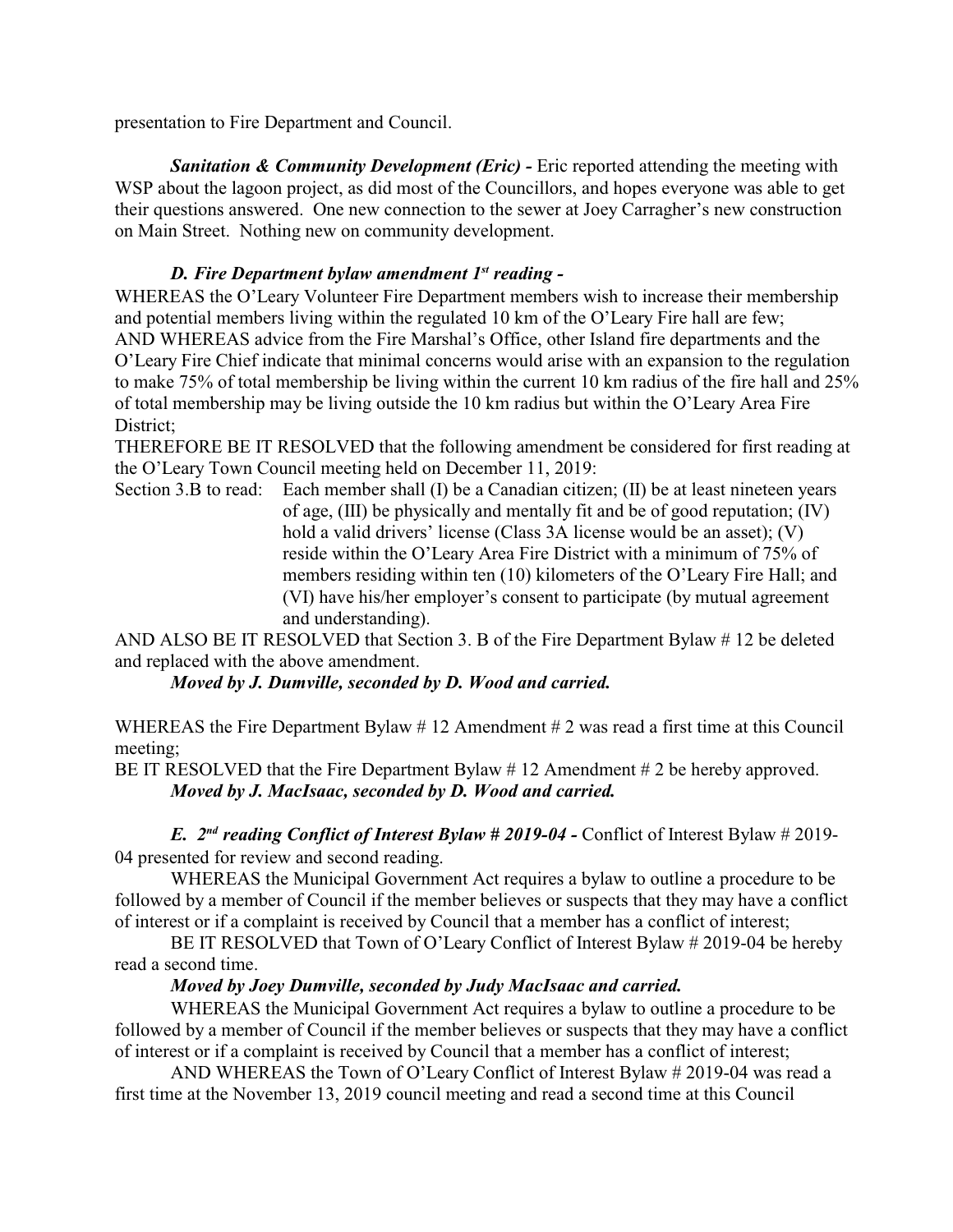presentation to Fire Department and Council.

***Sanitation & Community Development (Eric) -*** Eric reported attending the meeting with WSP about the lagoon project, as did most of the Councillors, and hopes everyone was able to get their questions answered. One new connection to the sewer at Joey Carragher's new construction on Main Street. Nothing new on community development.

***D. Fire Department bylaw amendment 1st reading -***

WHEREAS the O'Leary Volunteer Fire Department members wish to increase their membership and potential members living within the regulated 10 km of the O'Leary Fire hall are few;
AND WHEREAS advice from the Fire Marshal's Office, other Island fire departments and the O'Leary Fire Chief indicate that minimal concerns would arise with an expansion to the regulation to make 75% of total membership be living within the current 10 km radius of the fire hall and 25% of total membership may be living outside the 10 km radius but within the O'Leary Area Fire District;
THEREFORE BE IT RESOLVED that the following amendment be considered for first reading at the O'Leary Town Council meeting held on December 11, 2019:

Section 3.B to read: Each member shall (I) be a Canadian citizen; (II) be at least nineteen years of age, (III) be physically and mentally fit and be of good reputation; (IV) hold a valid drivers' license (Class 3A license would be an asset); (V) reside within the O'Leary Area Fire District with a minimum of 75% of members residing within ten (10) kilometers of the O'Leary Fire Hall; and (VI) have his/her employer's consent to participate (by mutual agreement and understanding).

AND ALSO BE IT RESOLVED that Section 3. B of the Fire Department Bylaw # 12 be deleted and replaced with the above amendment.

***Moved by J. Dumville, seconded by D. Wood and carried.***

WHEREAS the Fire Department Bylaw # 12 Amendment # 2 was read a first time at this Council meeting;
BE IT RESOLVED that the Fire Department Bylaw # 12 Amendment # 2 be hereby approved.

***Moved by J. MacIsaac, seconded by D. Wood and carried.***

***E. 2nd reading Conflict of Interest Bylaw # 2019-04 -*** Conflict of Interest Bylaw # 2019-04 presented for review and second reading.

WHEREAS the Municipal Government Act requires a bylaw to outline a procedure to be followed by a member of Council if the member believes or suspects that they may have a conflict of interest or if a complaint is received by Council that a member has a conflict of interest;

BE IT RESOLVED that Town of O'Leary Conflict of Interest Bylaw # 2019-04 be hereby read a second time.

***Moved by Joey Dumville, seconded by Judy MacIsaac and carried.***

WHEREAS the Municipal Government Act requires a bylaw to outline a procedure to be followed by a member of Council if the member believes or suspects that they may have a conflict of interest or if a complaint is received by Council that a member has a conflict of interest;

AND WHEREAS the Town of O'Leary Conflict of Interest Bylaw # 2019-04 was read a first time at the November 13, 2019 council meeting and read a second time at this Council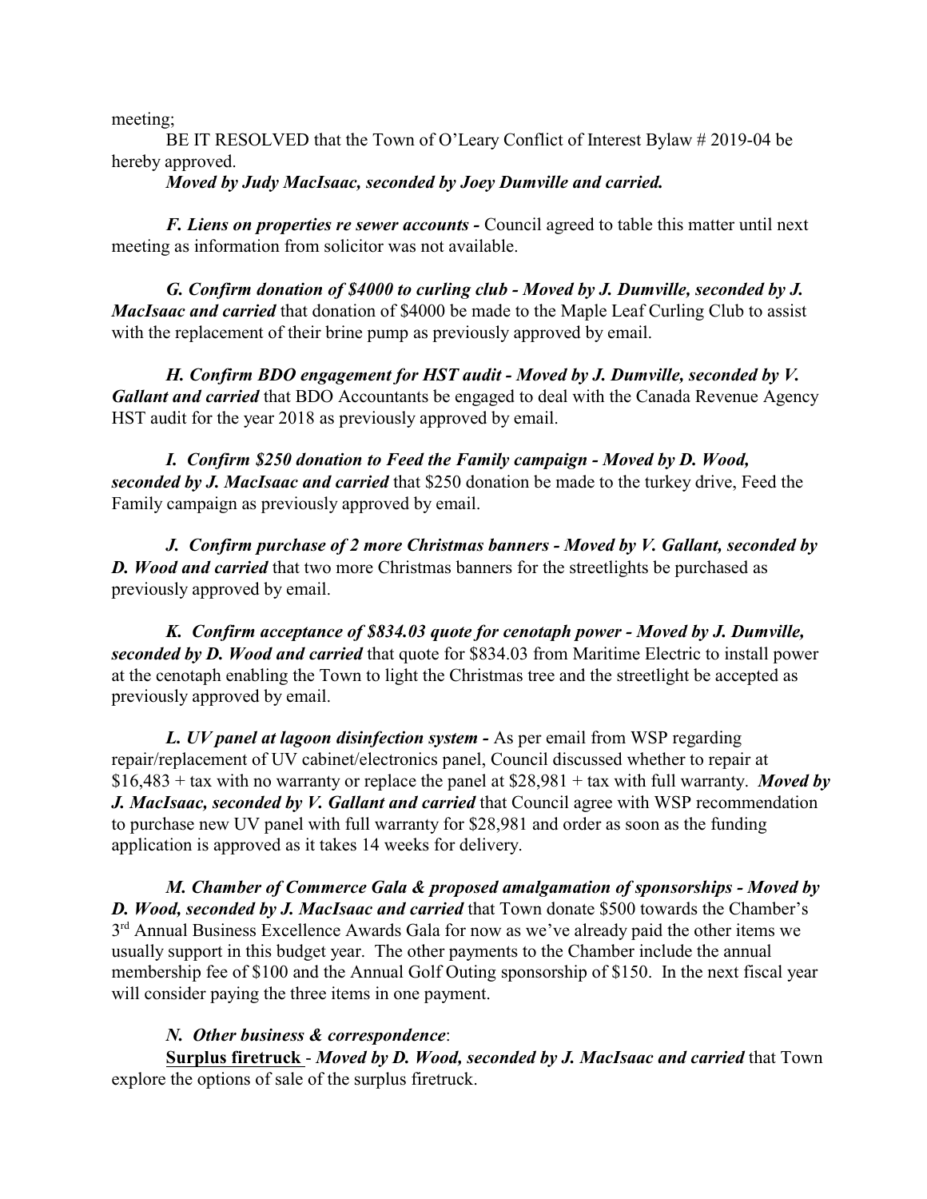meeting;

BE IT RESOLVED that the Town of O'Leary Conflict of Interest Bylaw # 2019-04 be hereby approved.

***Moved by Judy MacIsaac, seconded by Joey Dumville and carried.***

***F. Liens on properties re sewer accounts -*** Council agreed to table this matter until next meeting as information from solicitor was not available.

***G. Confirm donation of $4000 to curling club - Moved by J. Dumville, seconded by J. MacIsaac and carried*** that donation of $4000 be made to the Maple Leaf Curling Club to assist with the replacement of their brine pump as previously approved by email.

***H. Confirm BDO engagement for HST audit - Moved by J. Dumville, seconded by V. Gallant and carried*** that BDO Accountants be engaged to deal with the Canada Revenue Agency HST audit for the year 2018 as previously approved by email.

***I. Confirm $250 donation to Feed the Family campaign - Moved by D. Wood, seconded by J. MacIsaac and carried*** that $250 donation be made to the turkey drive, Feed the Family campaign as previously approved by email.

***J. Confirm purchase of 2 more Christmas banners - Moved by V. Gallant, seconded by D. Wood and carried*** that two more Christmas banners for the streetlights be purchased as previously approved by email.

***K. Confirm acceptance of $834.03 quote for cenotaph power - Moved by J. Dumville, seconded by D. Wood and carried*** that quote for $834.03 from Maritime Electric to install power at the cenotaph enabling the Town to light the Christmas tree and the streetlight be accepted as previously approved by email.

***L. UV panel at lagoon disinfection system -*** As per email from WSP regarding repair/replacement of UV cabinet/electronics panel, Council discussed whether to repair at $16,483 + tax with no warranty or replace the panel at $28,981 + tax with full warranty. ***Moved by J. MacIsaac, seconded by V. Gallant and carried*** that Council agree with WSP recommendation to purchase new UV panel with full warranty for $28,981 and order as soon as the funding application is approved as it takes 14 weeks for delivery.

***M. Chamber of Commerce Gala & proposed amalgamation of sponsorships - Moved by D. Wood, seconded by J. MacIsaac and carried*** that Town donate $500 towards the Chamber's 3rd Annual Business Excellence Awards Gala for now as we've already paid the other items we usually support in this budget year. The other payments to the Chamber include the annual membership fee of $100 and the Annual Golf Outing sponsorship of $150. In the next fiscal year will consider paying the three items in one payment.

***N. Other business & correspondence***:

**Surplus firetruck** - ***Moved by D. Wood, seconded by J. MacIsaac and carried*** that Town explore the options of sale of the surplus firetruck.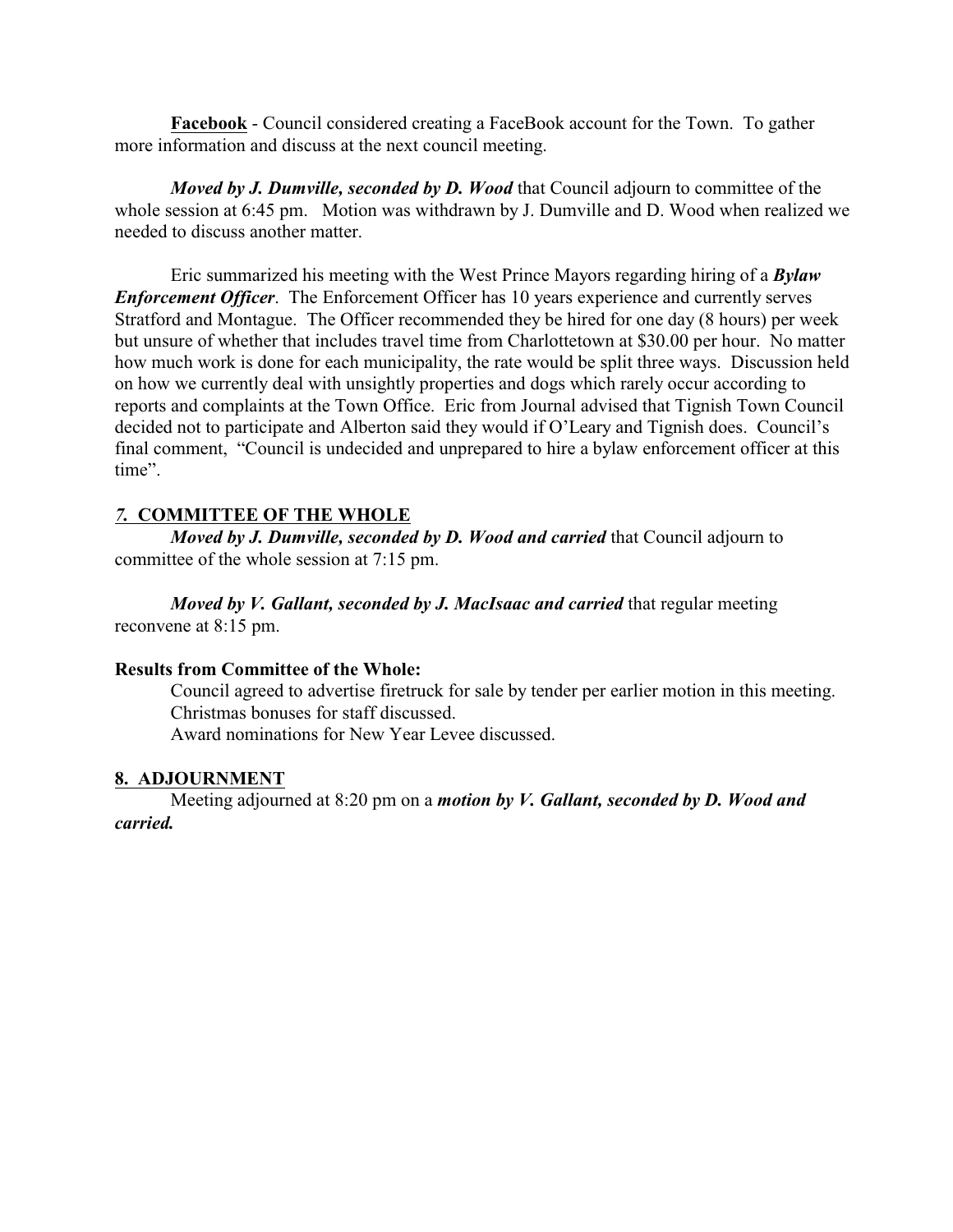**Facebook** - Council considered creating a FaceBook account for the Town. To gather more information and discuss at the next council meeting.

***Moved by J. Dumville, seconded by D. Wood*** that Council adjourn to committee of the whole session at 6:45 pm. Motion was withdrawn by J. Dumville and D. Wood when realized we needed to discuss another matter.

Eric summarized his meeting with the West Prince Mayors regarding hiring of a ***Bylaw Enforcement Officer***. The Enforcement Officer has 10 years experience and currently serves Stratford and Montague. The Officer recommended they be hired for one day (8 hours) per week but unsure of whether that includes travel time from Charlottetown at $30.00 per hour. No matter how much work is done for each municipality, the rate would be split three ways. Discussion held on how we currently deal with unsightly properties and dogs which rarely occur according to reports and complaints at the Town Office. Eric from Journal advised that Tignish Town Council decided not to participate and Alberton said they would if O'Leary and Tignish does. Council's final comment, "Council is undecided and unprepared to hire a bylaw enforcement officer at this time".

## *7.* COMMITTEE OF THE WHOLE

***Moved by J. Dumville, seconded by D. Wood and carried*** that Council adjourn to committee of the whole session at 7:15 pm.

***Moved by V. Gallant, seconded by J. MacIsaac and carried*** that regular meeting reconvene at 8:15 pm.

**Results from Committee of the Whole:**

Council agreed to advertise firetruck for sale by tender per earlier motion in this meeting.
Christmas bonuses for staff discussed.
Award nominations for New Year Levee discussed.

## 8. ADJOURNMENT

Meeting adjourned at 8:20 pm on a ***motion by V. Gallant, seconded by D. Wood and carried.***